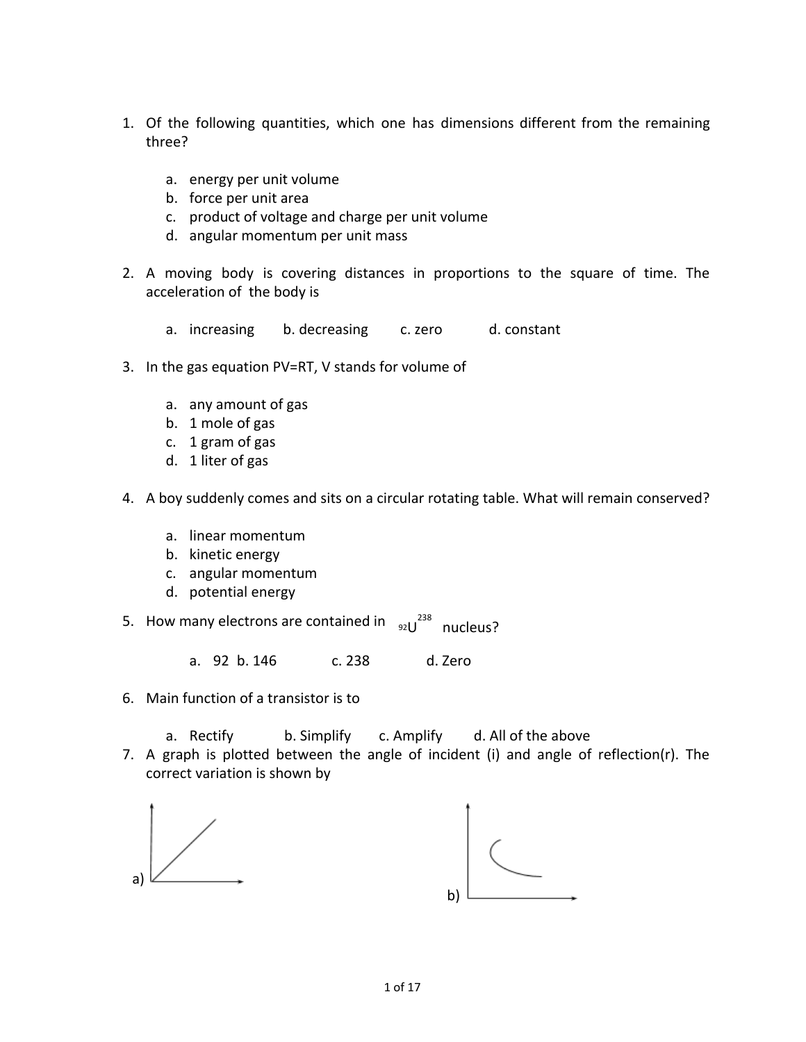1. Of the following quantities, which one has dimensions different from the remaining three?

   a. energy per unit volume
   b. force per unit area
   c. product of voltage and charge per unit volume
   d. angular momentum per unit mass

2. A moving body is covering distances in proportions to the square of time. The acceleration of the body is

   a. increasing  b. decreasing  c. zero  d. constant

3. In the gas equation PV=RT, V stands for volume of

   a. any amount of gas
   b. 1 mole of gas
   c. 1 gram of gas
   d. 1 liter of gas

4. A boy suddenly comes and sits on a circular rotating table. What will remain conserved?

   a. linear momentum
   b. kinetic energy
   c. angular momentum
   d. potential energy

5. How many electrons are contained in ${}_{92}U^{238}$ nucleus?

   a. 92  b. 146  c. 238  d. Zero

6. Main function of a transistor is to

   a. Rectify  b. Simplify  c. Amplify  d. All of the above

7. A graph is plotted between the angle of incident (i) and angle of reflection(r). The correct variation is shown by

   a)

   b)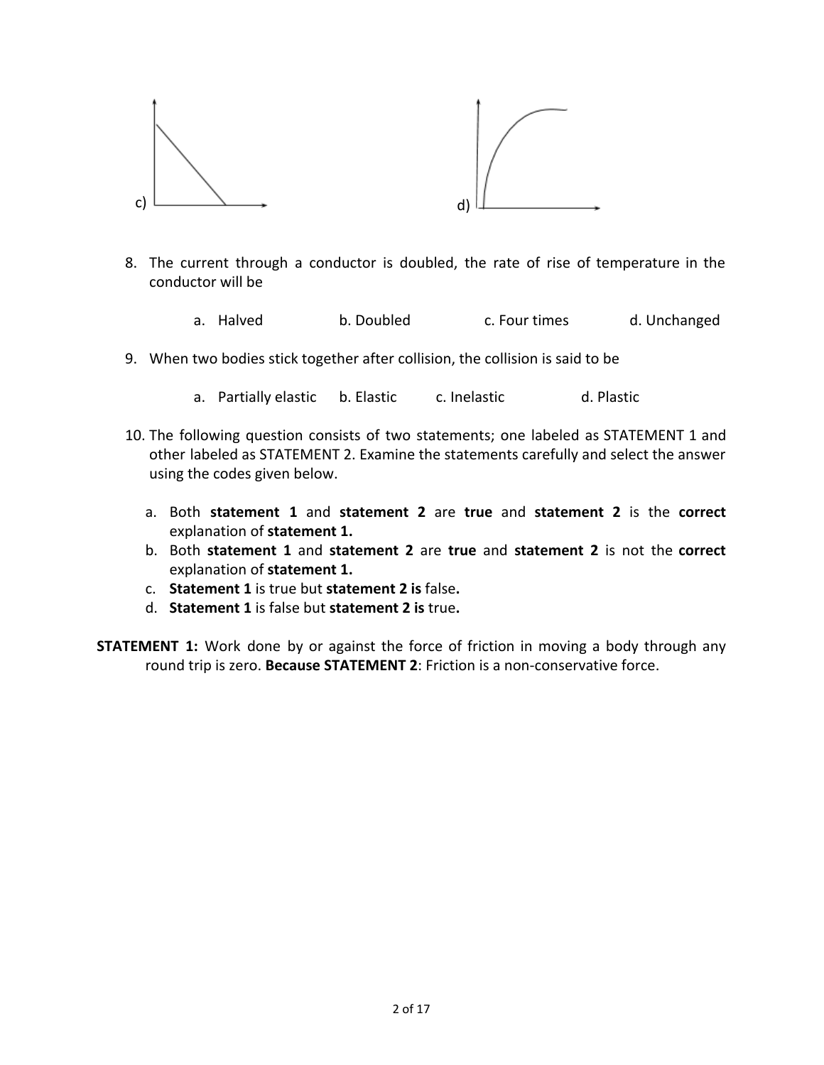c)

d)

8. The current through a conductor is doubled, the rate of rise of temperature in the conductor will be

   a. Halved b. Doubled c. Four times d. Unchanged

9. When two bodies stick together after collision, the collision is said to be

   a. Partially elastic b. Elastic c. Inelastic d. Plastic

10. The following question consists of two statements; one labeled as STATEMENT 1 and other labeled as STATEMENT 2. Examine the statements carefully and select the answer using the codes given below.

    a. Both **statement 1** and **statement 2** are **true** and **statement 2** is the **correct** explanation of **statement 1.**
    b. Both **statement 1** and **statement 2** are **true** and **statement 2** is not the **correct** explanation of **statement 1.**
    c. **Statement 1** is true but **statement 2 is** false**.**
    d. **Statement 1** is false but **statement 2 is** true**.**

**STATEMENT 1:** Work done by or against the force of friction in moving a body through any round trip is zero. **Because STATEMENT 2**: Friction is a non-conservative force.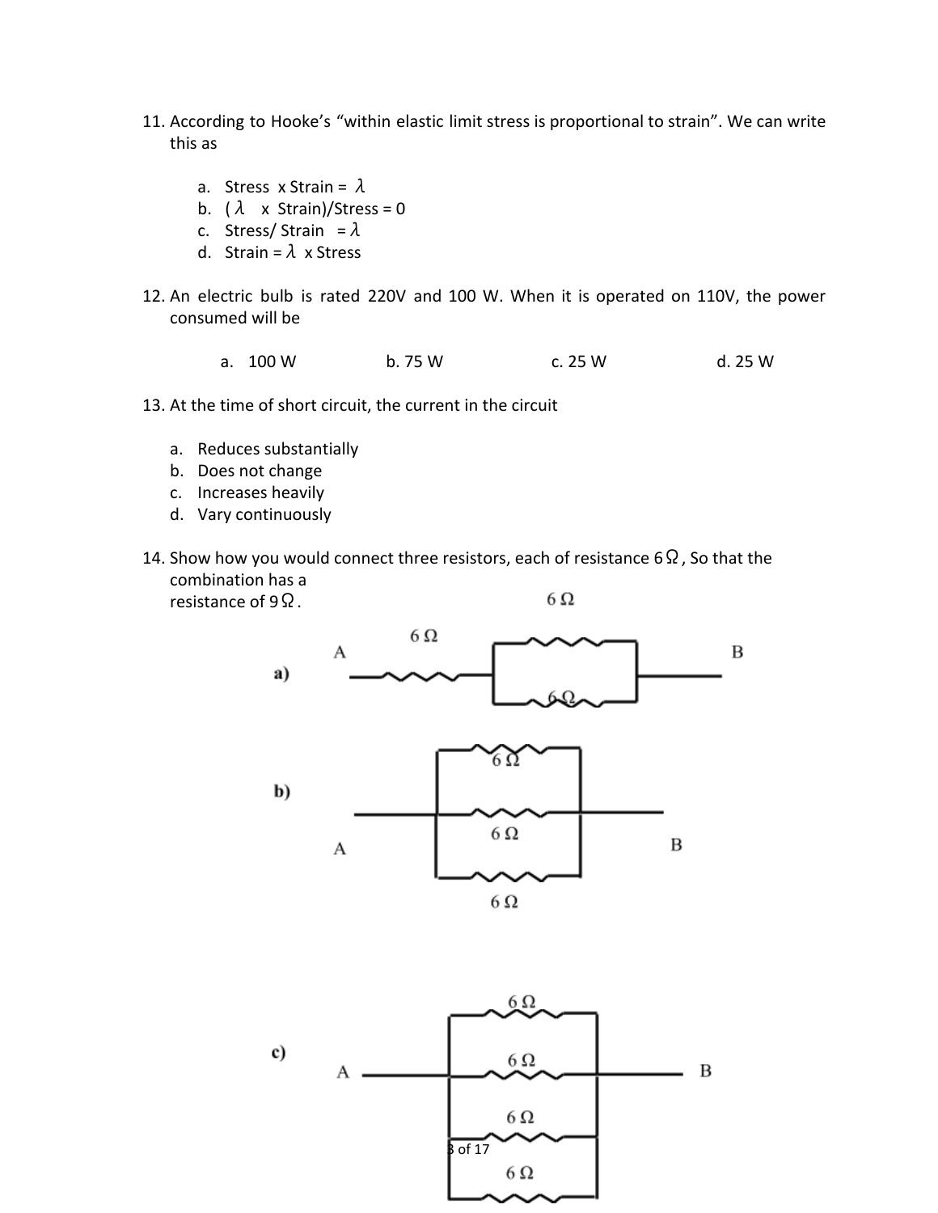11. According to Hooke's "within elastic limit stress is proportional to strain". We can write this as

    a. Stress x Strain = $\lambda$
    b. ($\lambda$ x Strain)/Stress = 0
    c. Stress/ Strain = $\lambda$
    d. Strain = $\lambda$ x Stress

12. An electric bulb is rated 220V and 100 W. When it is operated on 110V, the power consumed will be

    a. 100 W  b. 75 W  c. 25 W  d. 25 W

13. At the time of short circuit, the current in the circuit

    a. Reduces substantially
    b. Does not change
    c. Increases heavily
    d. Vary continuously

14. Show how you would connect three resistors, each of resistance 6 Ω, So that the combination has a resistance of 9 Ω.

    a) A — 6 Ω — [6 Ω ∥ 6 Ω] — B

    b) A — [6 Ω ∥ 6 Ω ∥ 6 Ω] — B

    c) A — [6 Ω ∥ 6 Ω ∥ 6 Ω ∥ 6 Ω] — B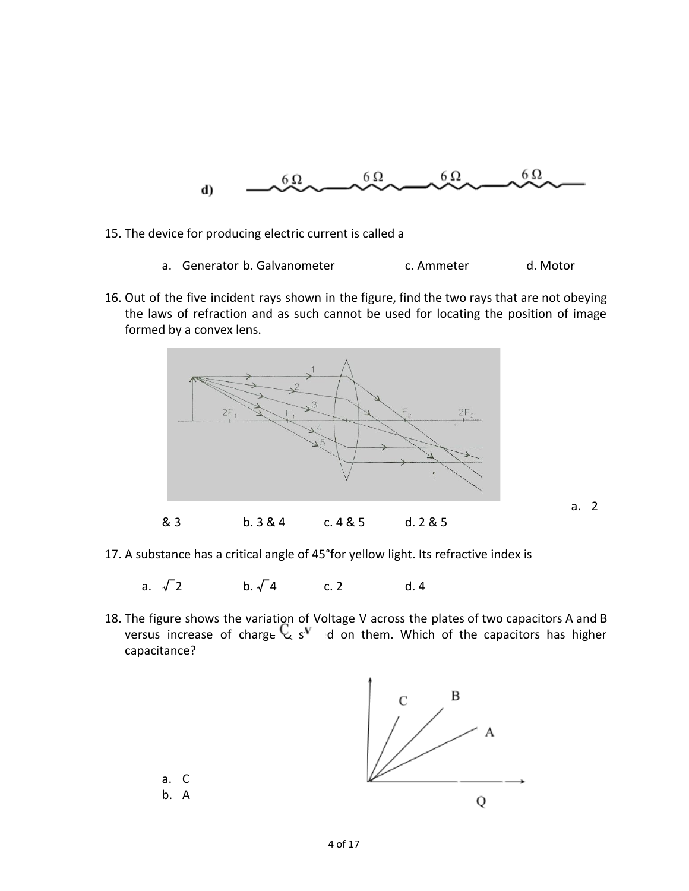d) 6 Ω 6 Ω 6 Ω 6 Ω

15. The device for producing electric current is called a

    a. Generator b. Galvanometer  c. Ammeter  d. Motor

16. Out of the five incident rays shown in the figure, find the two rays that are not obeying the laws of refraction and as such cannot be used for locating the position of image formed by a convex lens.

    a. 2 & 3  b. 3 & 4  c. 4 & 5  d. 2 & 5

17. A substance has a critical angle of 45°for yellow light. Its refractive index is

    a. $\sqrt{2}$  b. $\sqrt{4}$  c. 2  d. 4

18. The figure shows the variation of Voltage V across the plates of two capacitors A and B versus increase of charge Q stored on them. Which of the capacitors has higher capacitance?

    a. C
    b. A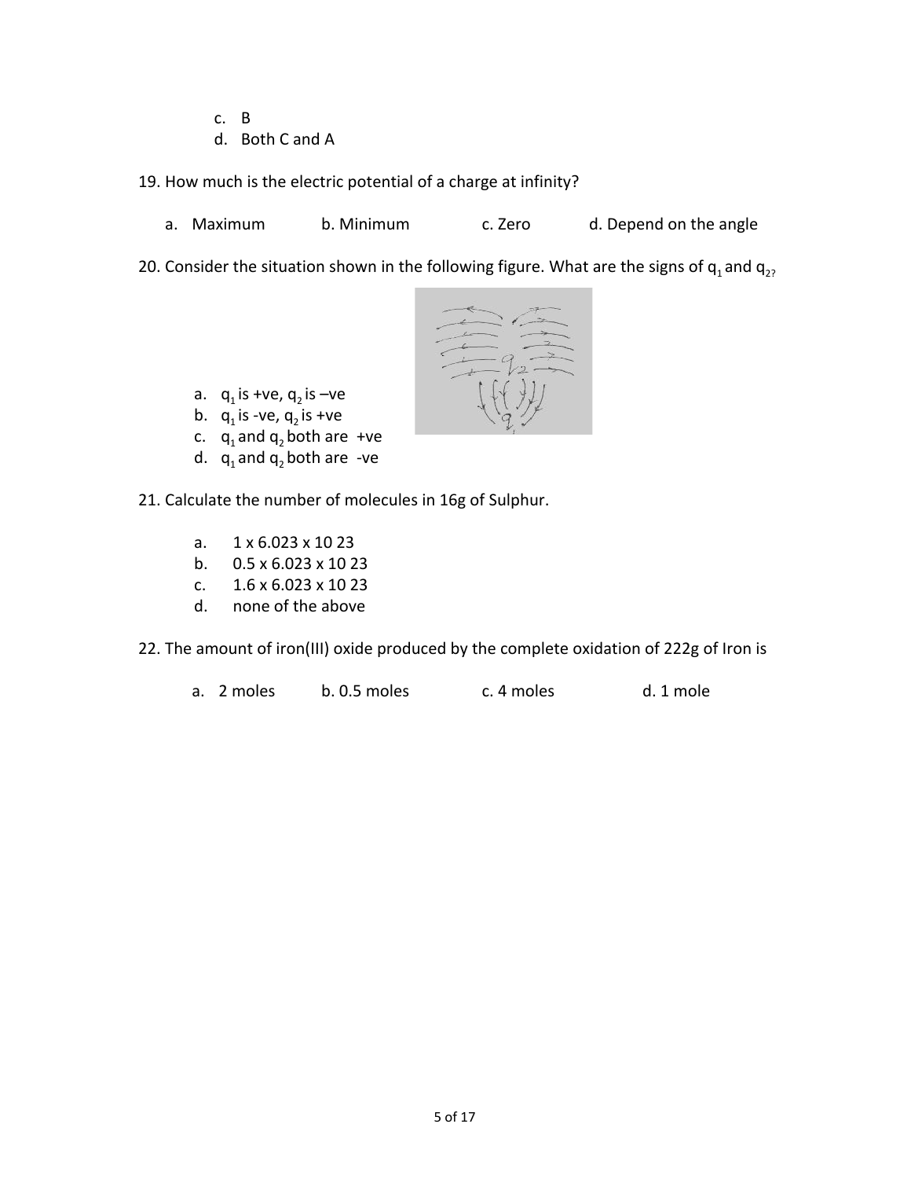c. B
d. Both C and A

19. How much is the electric potential of a charge at infinity?

a. Maximum  b. Minimum  c. Zero  d. Depend on the angle

20. Consider the situation shown in the following figure. What are the signs of $q_1$ and $q_2$?

a. $q_1$ is +ve, $q_2$ is –ve
b. $q_1$ is -ve, $q_2$ is +ve
c. $q_1$ and $q_2$ both are +ve
d. $q_1$ and $q_2$ both are -ve

21. Calculate the number of molecules in 16g of Sulphur.

a. 1 x 6.023 x 10 23
b. 0.5 x 6.023 x 10 23
c. 1.6 x 6.023 x 10 23
d. none of the above

22. The amount of iron(III) oxide produced by the complete oxidation of 222g of Iron is

a. 2 moles  b. 0.5 moles  c. 4 moles  d. 1 mole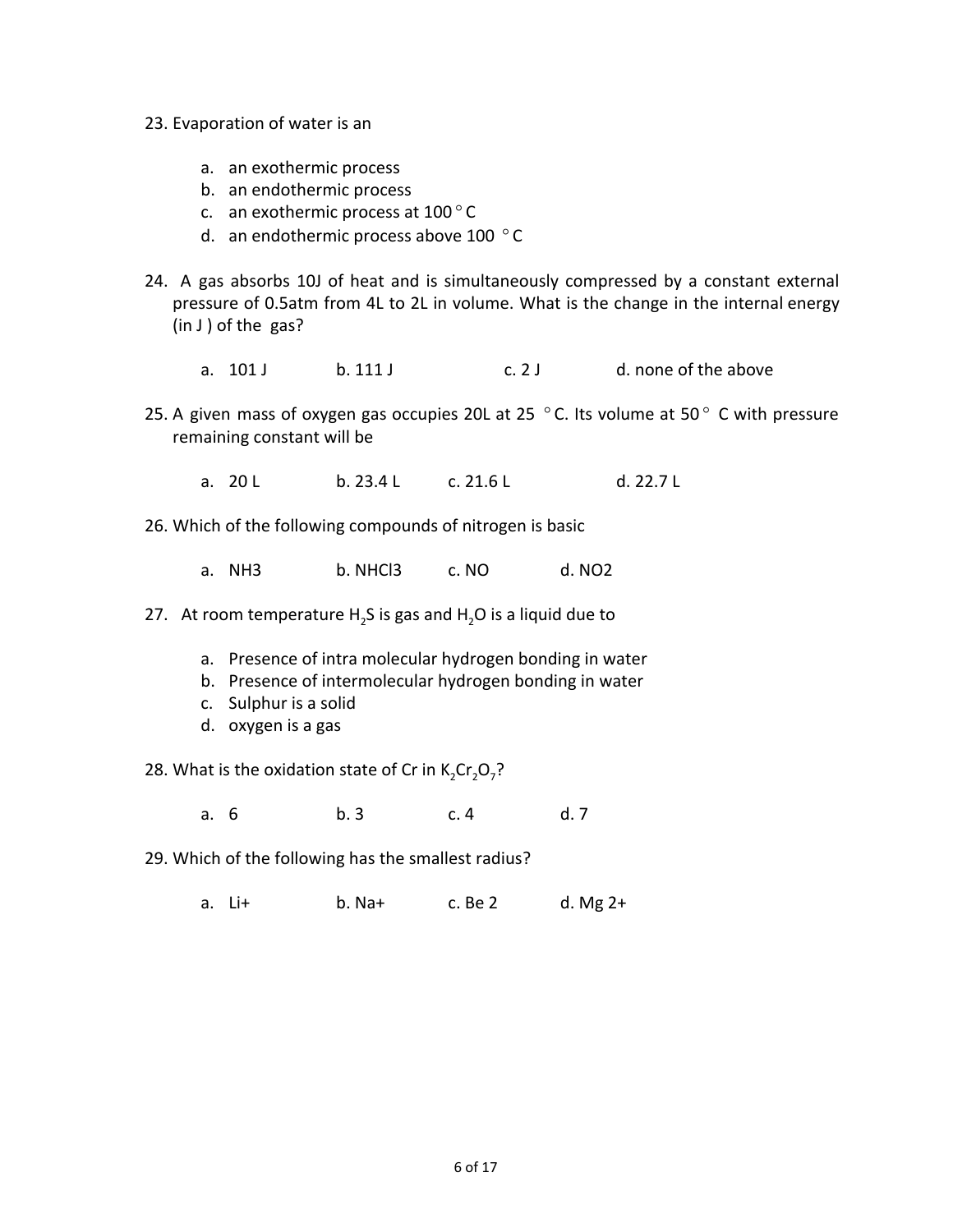23. Evaporation of water is an

    a. an exothermic process
    b. an endothermic process
    c. an exothermic process at 100 °C
    d. an endothermic process above 100 °C

24. A gas absorbs 10J of heat and is simultaneously compressed by a constant external pressure of 0.5atm from 4L to 2L in volume. What is the change in the internal energy (in J ) of the gas?

    a. 101 J    b. 111 J    c. 2 J    d. none of the above

25. A given mass of oxygen gas occupies 20L at 25 °C. Its volume at 50 °C with pressure remaining constant will be

    a. 20 L    b. 23.4 L    c. 21.6 L    d. 22.7 L

26. Which of the following compounds of nitrogen is basic

    a. NH3    b. NHCl3    c. NO    d. NO2

27. At room temperature $H_2S$ is gas and $H_2O$ is a liquid due to

    a. Presence of intra molecular hydrogen bonding in water
    b. Presence of intermolecular hydrogen bonding in water
    c. Sulphur is a solid
    d. oxygen is a gas

28. What is the oxidation state of Cr in $K_2Cr_2O_7$?

    a. 6    b. 3    c. 4    d. 7

29. Which of the following has the smallest radius?

    a. Li+    b. Na+    c. Be 2    d. Mg 2+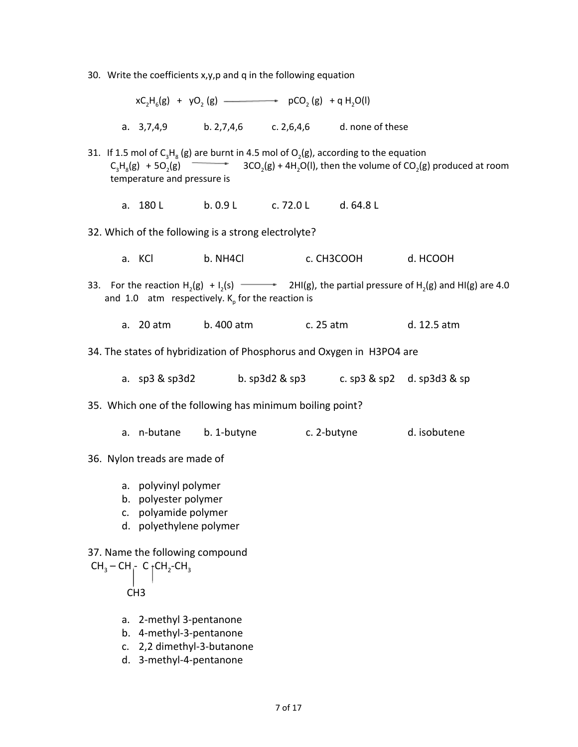30. Write the coefficients x,y,p and q in the following equation

$$xC_2H_6(g) + yO_2(g) \longrightarrow pCO_2(g) + qH_2O(l)$$

a. 3,7,4,9 b. 2,7,4,6 c. 2,6,4,6 d. none of these

31. If 1.5 mol of $C_3H_8$ (g) are burnt in 4.5 mol of $O_2$(g), according to the equation $C_3H_8(g) + 5O_2(g) \longrightarrow 3CO_2(g) + 4H_2O(l)$, then the volume of $CO_2$(g) produced at room temperature and pressure is

a. 180 L b. 0.9 L c. 72.0 L d. 64.8 L

32. Which of the following is a strong electrolyte?

a. KCl b. NH4Cl c. CH3COOH d. HCOOH

33. For the reaction $H_2(g) + I_2(s) \longrightarrow 2HI(g)$, the partial pressure of $H_2$(g) and HI(g) are 4.0 and 1.0 atm respectively. $K_p$ for the reaction is

a. 20 atm b. 400 atm c. 25 atm d. 12.5 atm

34. The states of hybridization of Phosphorus and Oxygen in H3PO4 are

a. sp3 & sp3d2 b. sp3d2 & sp3 c. sp3 & sp2 d. sp3d3 & sp

35. Which one of the following has minimum boiling point?

a. n-butane b. 1-butyne c. 2-butyne d. isobutene

36. Nylon treads are made of

a. polyvinyl polymer
b. polyester polymer
c. polyamide polymer
d. polyethylene polymer

37. Name the following compound

```
CH3 – CH - C -CH2-CH3
      |    |
     CH3
```

a. 2-methyl 3-pentanone
b. 4-methyl-3-pentanone
c. 2,2 dimethyl-3-butanone
d. 3-methyl-4-pentanone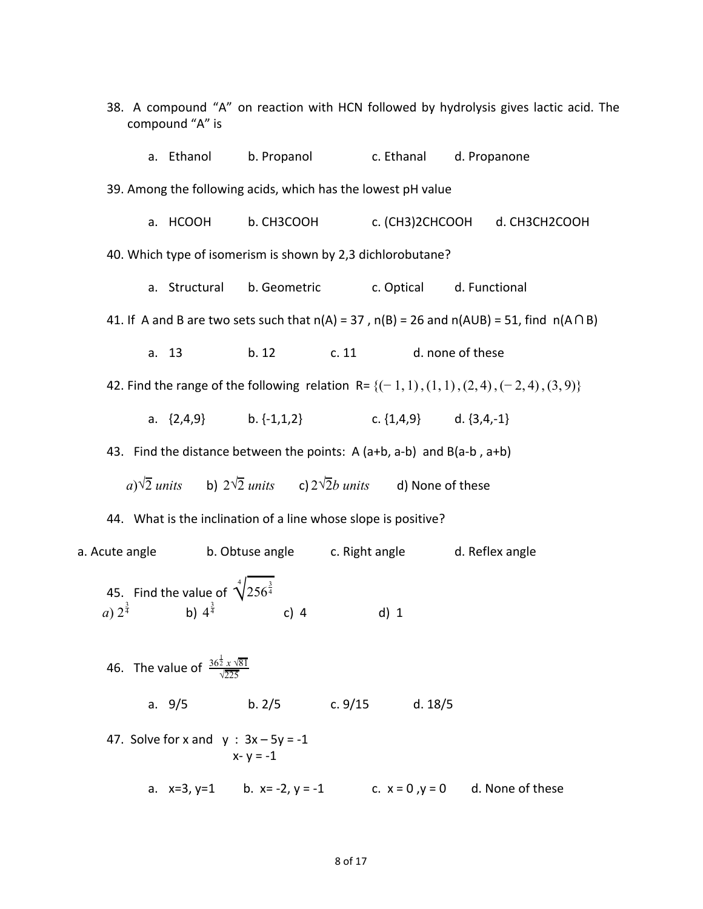38. A compound “A” on reaction with HCN followed by hydrolysis gives lactic acid. The compound “A” is

    a. Ethanol    b. Propanol    c. Ethanal    d. Propanone

39. Among the following acids, which has the lowest pH value

    a. HCOOH    b. $CH_3COOH$    c. $(CH_3)_2CHCOOH$    d. $CH_3CH_2COOH$

40. Which type of isomerism is shown by 2,3 dichlorobutane?

    a. Structural    b. Geometric    c. Optical    d. Functional

41. If A and B are two sets such that n(A) = 37 , n(B) = 26 and n(AUB) = 51, find n(A ∩ B)

    a. 13    b. 12    c. 11    d. none of these

42. Find the range of the following relation R= $\{(-1,1),(1,1),(2,4),(-2,4),(3,9)\}$

    a. {2,4,9}    b. {-1,1,2}    c. {1,4,9}    d. {3,4,-1}

43. Find the distance between the points: A (a+b, a-b) and B(a-b , a+b)

    a) $\sqrt{2}$ *units*    b) $2\sqrt{2}$ *units*    c) $2\sqrt{2}b$ *units*    d) None of these

44. What is the inclination of a line whose slope is positive?

    a. Acute angle    b. Obtuse angle    c. Right angle    d. Reflex angle

45. Find the value of $\sqrt[4]{256^{\frac{3}{4}}}$

    a) $2^{\frac{3}{4}}$    b) $4^{\frac{3}{4}}$    c) 4    d) 1

46. The value of $\frac{36^{\frac{1}{2}} \times \sqrt{81}}{\sqrt{225}}$

    a. 9/5    b. 2/5    c. 9/15    d. 18/5

47. Solve for x and y : 3x – 5y = -1
    x- y = -1

    a. x=3, y=1    b. x= -2, y = -1    c. x = 0 ,y = 0    d. None of these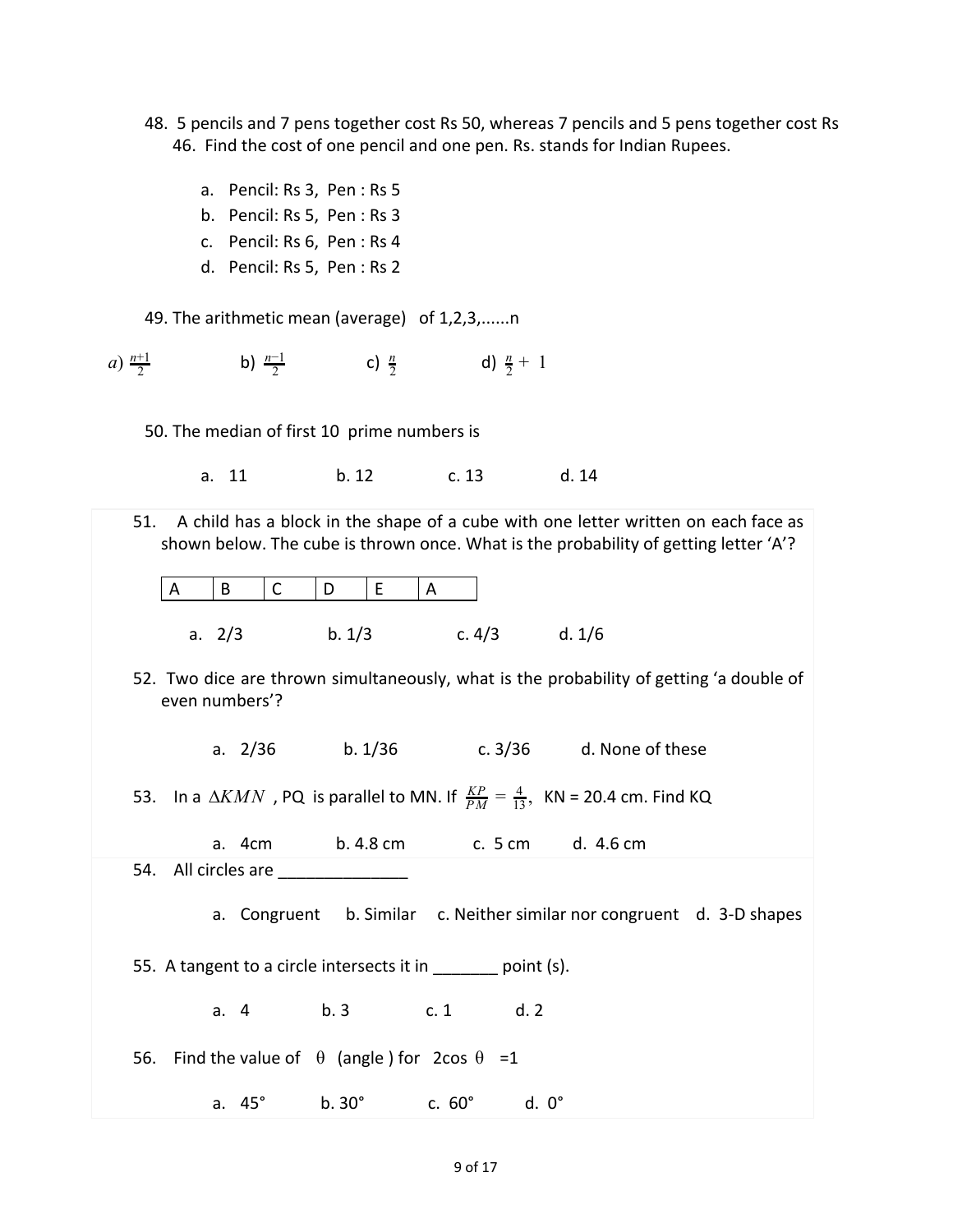48. 5 pencils and 7 pens together cost Rs 50, whereas 7 pencils and 5 pens together cost Rs 46. Find the cost of one pencil and one pen. Rs. stands for Indian Rupees.

   a. Pencil: Rs 3, Pen : Rs 5
   b. Pencil: Rs 5, Pen : Rs 3
   c. Pencil: Rs 6, Pen : Rs 4
   d. Pencil: Rs 5, Pen : Rs 2

49. The arithmetic mean (average) of 1,2,3,......n

$a)\ \frac{n+1}{2}$ &nbsp;&nbsp;&nbsp;&nbsp; b) $\frac{n-1}{2}$ &nbsp;&nbsp;&nbsp;&nbsp; c) $\frac{n}{2}$ &nbsp;&nbsp;&nbsp;&nbsp; d) $\frac{n}{2} + 1$

50. The median of first 10 prime numbers is

   a. 11 &nbsp;&nbsp;&nbsp;&nbsp; b. 12 &nbsp;&nbsp;&nbsp;&nbsp; c. 13 &nbsp;&nbsp;&nbsp;&nbsp; d. 14

51. A child has a block in the shape of a cube with one letter written on each face as shown below. The cube is thrown once. What is the probability of getting letter ‘A’?

| A | B | C | D | E | A |
|---|---|---|---|---|---|

   a. 2/3 &nbsp;&nbsp;&nbsp;&nbsp; b. 1/3 &nbsp;&nbsp;&nbsp;&nbsp; c. 4/3 &nbsp;&nbsp;&nbsp;&nbsp; d. 1/6

52. Two dice are thrown simultaneously, what is the probability of getting ‘a double of even numbers’?

   a. 2/36 &nbsp;&nbsp;&nbsp;&nbsp; b. 1/36 &nbsp;&nbsp;&nbsp;&nbsp; c. 3/36 &nbsp;&nbsp;&nbsp;&nbsp; d. None of these

53. In a $\Delta KMN$ , PQ is parallel to MN. If $\frac{KP}{PM} = \frac{4}{13}$, KN = 20.4 cm. Find KQ

   a. 4cm &nbsp;&nbsp;&nbsp;&nbsp; b. 4.8 cm &nbsp;&nbsp;&nbsp;&nbsp; c. 5 cm &nbsp;&nbsp;&nbsp;&nbsp; d. 4.6 cm

54. All circles are ______________

   a. Congruent &nbsp;&nbsp;&nbsp;&nbsp; b. Similar &nbsp;&nbsp;&nbsp;&nbsp; c. Neither similar nor congruent &nbsp;&nbsp;&nbsp;&nbsp; d. 3-D shapes

55. A tangent to a circle intersects it in _______ point (s).

   a. 4 &nbsp;&nbsp;&nbsp;&nbsp; b. 3 &nbsp;&nbsp;&nbsp;&nbsp; c. 1 &nbsp;&nbsp;&nbsp;&nbsp; d. 2

56. Find the value of $\theta$ (angle ) for $2\cos\theta = 1$

   a. 45° &nbsp;&nbsp;&nbsp;&nbsp; b. 30° &nbsp;&nbsp;&nbsp;&nbsp; c. 60° &nbsp;&nbsp;&nbsp;&nbsp; d. 0°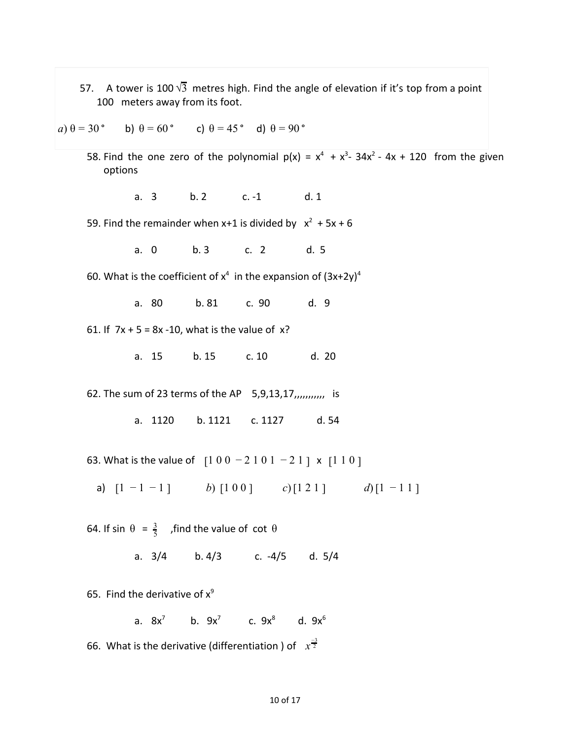57. A tower is $100\sqrt{3}$ metres high. Find the angle of elevation if it's top from a point 100 meters away from its foot.

a) $\theta = 30°$ b) $\theta = 60°$ c) $\theta = 45°$ d) $\theta = 90°$

58. Find the one zero of the polynomial $p(x) = x^4 + x^3 - 34x^2 - 4x + 120$ from the given options

a. 3 b. 2 c. -1 d. 1

59. Find the remainder when x+1 is divided by $x^2 + 5x + 6$

a. 0 b. 3 c. 2 d. 5

60. What is the coefficient of $x^4$ in the expansion of $(3x+2y)^4$

a. 80 b. 81 c. 90 d. 9

61. If $7x + 5 = 8x - 10$, what is the value of x?

a. 15 b. 15 c. 10 d. 20

62. The sum of 23 terms of the AP 5,9,13,17,,,,,,,,,,, is

a. 1120 b. 1121 c. 1127 d. 54

63. What is the value of $[1\ 0\ 0\ -2\ 1\ 0\ 1\ -2\ 1]$ x $[1\ 1\ 0]$

a) $[1\ -1\ -1]$ b) $[1\ 0\ 0]$ c) $[1\ 2\ 1]$ d) $[1\ -1\ 1]$

64. If $\sin\theta = \frac{3}{5}$ ,find the value of $\cot\theta$

a. 3/4 b. 4/3 c. -4/5 d. 5/4

65. Find the derivative of $x^9$

a. $8x^7$ b. $9x^7$ c. $9x^8$ d. $9x^6$

66. What is the derivative (differentiation ) of $x^{\frac{-3}{2}}$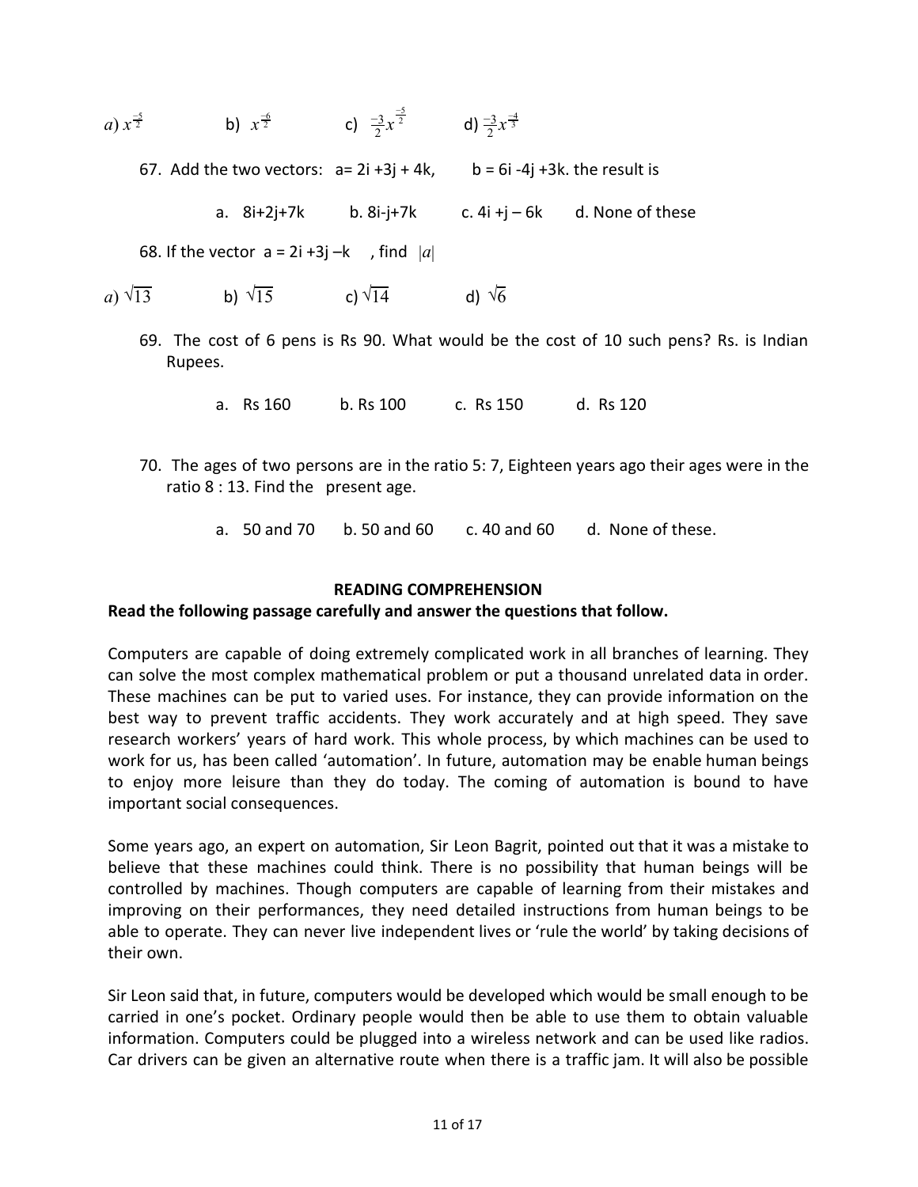$a) \, x^{\frac{-5}{2}}$ b) $x^{\frac{-6}{2}}$ c) $\frac{-3}{2}x^{\frac{-5}{2}}$ d) $\frac{-3}{2}x^{\frac{-4}{3}}$

67. Add the two vectors: a= 2i +3j + 4k, b = 6i -4j +3k. the result is

    a. 8i+2j+7k b. 8i-j+7k c. 4i +j – 6k d. None of these

68. If the vector a = 2i +3j –k , find $|a|$

$a) \sqrt{13}$ b) $\sqrt{15}$ c) $\sqrt{14}$ d) $\sqrt{6}$

69. The cost of 6 pens is Rs 90. What would be the cost of 10 such pens? Rs. is Indian Rupees.

    a. Rs 160 b. Rs 100 c. Rs 150 d. Rs 120

70. The ages of two persons are in the ratio 5: 7, Eighteen years ago their ages were in the ratio 8 : 13. Find the present age.

    a. 50 and 70 b. 50 and 60 c. 40 and 60 d. None of these.

## READING COMPREHENSION

**Read the following passage carefully and answer the questions that follow.**

Computers are capable of doing extremely complicated work in all branches of learning. They can solve the most complex mathematical problem or put a thousand unrelated data in order. These machines can be put to varied uses. For instance, they can provide information on the best way to prevent traffic accidents. They work accurately and at high speed. They save research workers' years of hard work. This whole process, by which machines can be used to work for us, has been called 'automation'. In future, automation may be enable human beings to enjoy more leisure than they do today. The coming of automation is bound to have important social consequences.

Some years ago, an expert on automation, Sir Leon Bagrit, pointed out that it was a mistake to believe that these machines could think. There is no possibility that human beings will be controlled by machines. Though computers are capable of learning from their mistakes and improving on their performances, they need detailed instructions from human beings to be able to operate. They can never live independent lives or 'rule the world' by taking decisions of their own.

Sir Leon said that, in future, computers would be developed which would be small enough to be carried in one's pocket. Ordinary people would then be able to use them to obtain valuable information. Computers could be plugged into a wireless network and can be used like radios. Car drivers can be given an alternative route when there is a traffic jam. It will also be possible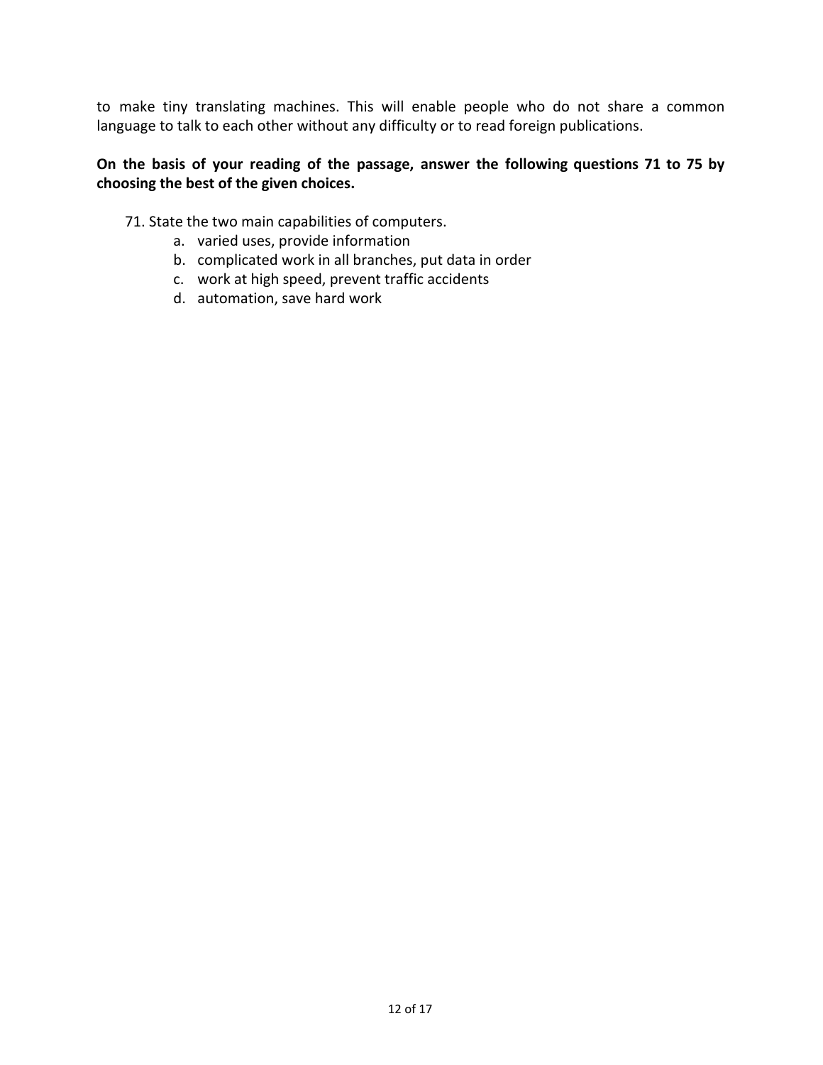to make tiny translating machines. This will enable people who do not share a common language to talk to each other without any difficulty or to read foreign publications.

**On the basis of your reading of the passage, answer the following questions 71 to 75 by choosing the best of the given choices.**

71. State the two main capabilities of computers.
    a. varied uses, provide information
    b. complicated work in all branches, put data in order
    c. work at high speed, prevent traffic accidents
    d. automation, save hard work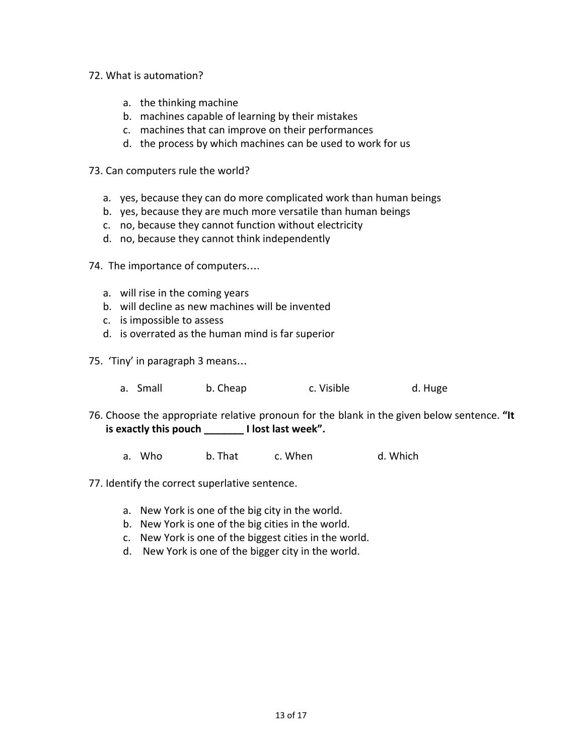72. What is automation?

   a. the thinking machine
   b. machines capable of learning by their mistakes
   c. machines that can improve on their performances
   d. the process by which machines can be used to work for us

73. Can computers rule the world?

   a. yes, because they can do more complicated work than human beings
   b. yes, because they are much more versatile than human beings
   c. no, because they cannot function without electricity
   d. no, because they cannot think independently

74. The importance of computers….

   a. will rise in the coming years
   b. will decline as new machines will be invented
   c. is impossible to assess
   d. is overrated as the human mind is far superior

75. 'Tiny' in paragraph 3 means…

   a. Small  b. Cheap  c. Visible  d. Huge

76. Choose the appropriate relative pronoun for the blank in the given below sentence. **"It is exactly this pouch _______ I lost last week".**

   a. Who  b. That  c. When  d. Which

77. Identify the correct superlative sentence.

   a. New York is one of the big city in the world.
   b. New York is one of the big cities in the world.
   c. New York is one of the biggest cities in the world.
   d. New York is one of the bigger city in the world.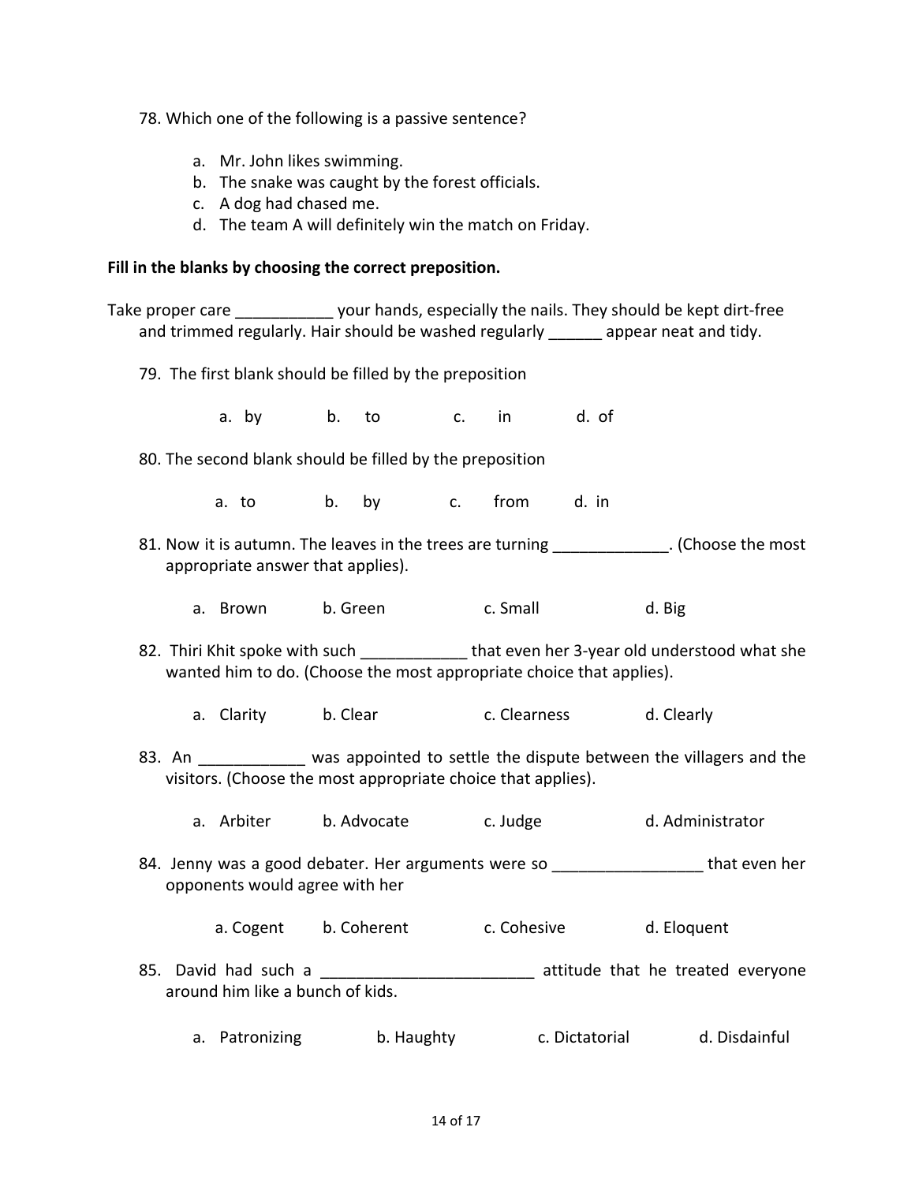78. Which one of the following is a passive sentence?

   a. Mr. John likes swimming.
   b. The snake was caught by the forest officials.
   c. A dog had chased me.
   d. The team A will definitely win the match on Friday.

**Fill in the blanks by choosing the correct preposition.**

Take proper care ___________ your hands, especially the nails. They should be kept dirt-free and trimmed regularly. Hair should be washed regularly ______ appear neat and tidy.

79. The first blank should be filled by the preposition

   a. by    b. to    c. in    d. of

80. The second blank should be filled by the preposition

   a. to    b. by    c. from    d. in

81. Now it is autumn. The leaves in the trees are turning _____________. (Choose the most appropriate answer that applies).

   a. Brown    b. Green    c. Small    d. Big

82. Thiri Khit spoke with such ____________ that even her 3-year old understood what she wanted him to do. (Choose the most appropriate choice that applies).

   a. Clarity    b. Clear    c. Clearness    d. Clearly

83. An ____________ was appointed to settle the dispute between the villagers and the visitors. (Choose the most appropriate choice that applies).

   a. Arbiter    b. Advocate    c. Judge    d. Administrator

84. Jenny was a good debater. Her arguments were so _________________ that even her opponents would agree with her

   a. Cogent    b. Coherent    c. Cohesive    d. Eloquent

85. David had such a ________________________ attitude that he treated everyone around him like a bunch of kids.

   a. Patronizing    b. Haughty    c. Dictatorial    d. Disdainful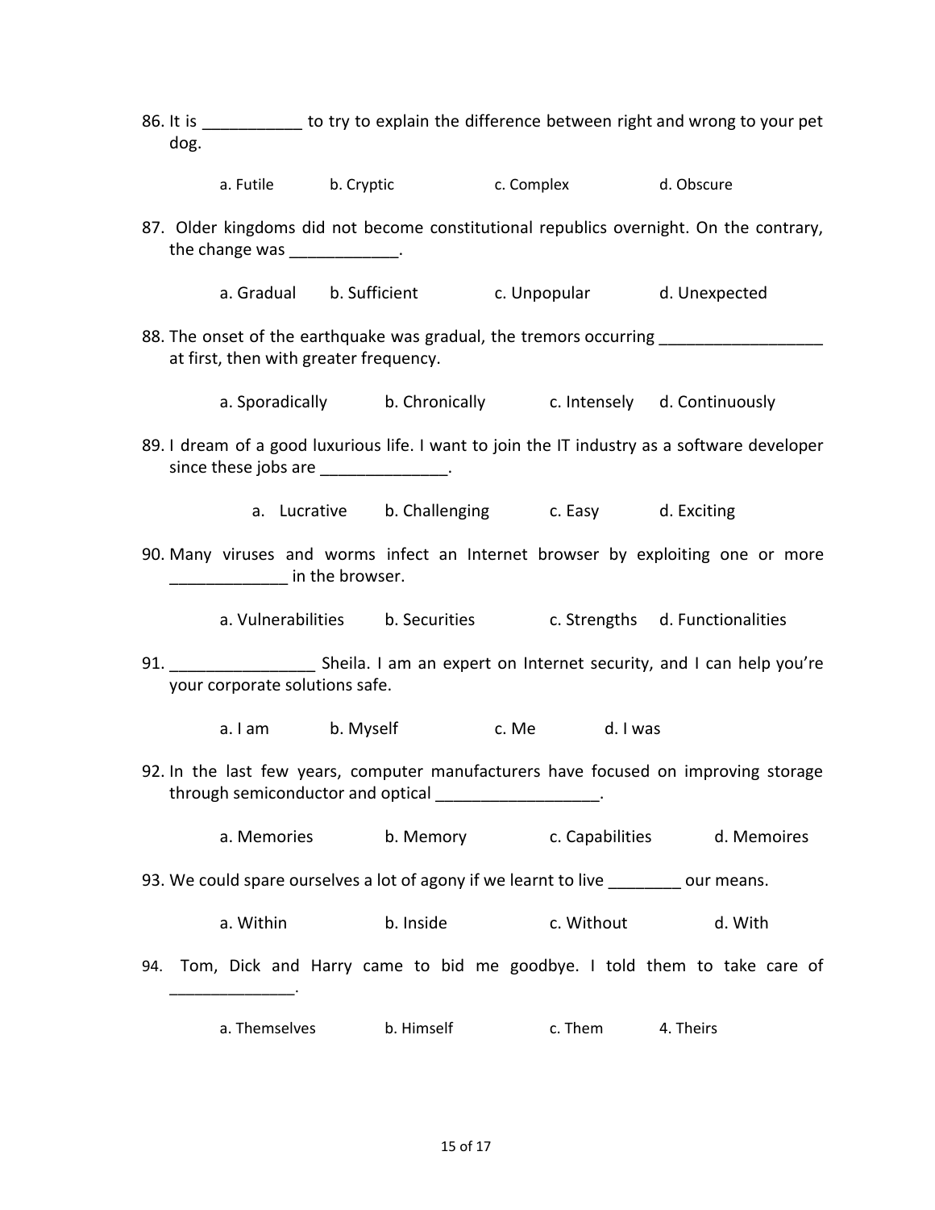86. It is ___________ to try to explain the difference between right and wrong to your pet dog.

    a. Futile b. Cryptic c. Complex d. Obscure

87. Older kingdoms did not become constitutional republics overnight. On the contrary, the change was ____________.

    a. Gradual b. Sufficient c. Unpopular d. Unexpected

88. The onset of the earthquake was gradual, the tremors occurring __________________ at first, then with greater frequency.

    a. Sporadically b. Chronically c. Intensely d. Continuously

89. I dream of a good luxurious life. I want to join the IT industry as a software developer since these jobs are ______________.

    a. Lucrative b. Challenging c. Easy d. Exciting

90. Many viruses and worms infect an Internet browser by exploiting one or more _____________ in the browser.

    a. Vulnerabilities b. Securities c. Strengths d. Functionalities

91. ________________ Sheila. I am an expert on Internet security, and I can help you're your corporate solutions safe.

    a. I am b. Myself c. Me d. I was

92. In the last few years, computer manufacturers have focused on improving storage through semiconductor and optical __________________.

    a. Memories b. Memory c. Capabilities d. Memoires

93. We could spare ourselves a lot of agony if we learnt to live ________ our means.

    a. Within b. Inside c. Without d. With

94. Tom, Dick and Harry came to bid me goodbye. I told them to take care of ______________.

    a. Themselves b. Himself c. Them 4. Theirs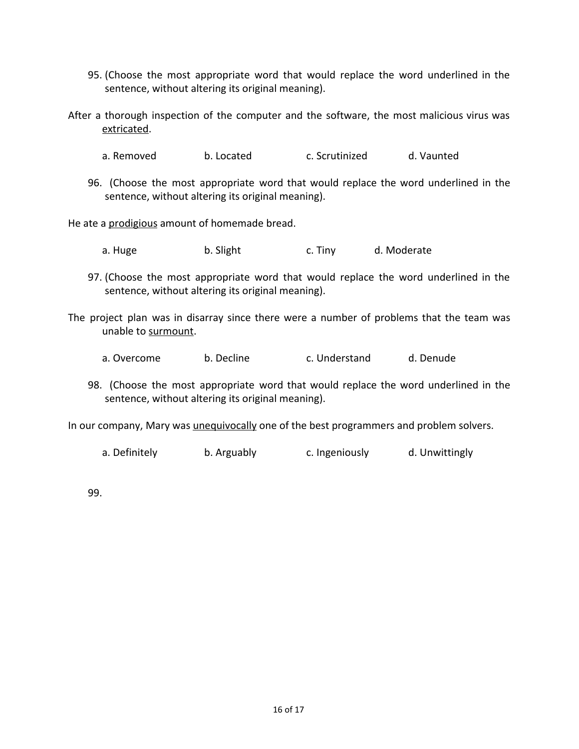95. (Choose the most appropriate word that would replace the word underlined in the sentence, without altering its original meaning).

After a thorough inspection of the computer and the software, the most malicious virus was <u>extricated</u>.

a. Removed b. Located c. Scrutinized d. Vaunted

96. (Choose the most appropriate word that would replace the word underlined in the sentence, without altering its original meaning).

He ate a <u>prodigious</u> amount of homemade bread.

a. Huge b. Slight c. Tiny d. Moderate

97. (Choose the most appropriate word that would replace the word underlined in the sentence, without altering its original meaning).

The project plan was in disarray since there were a number of problems that the team was unable to <u>surmount</u>.

a. Overcome b. Decline c. Understand d. Denude

98. (Choose the most appropriate word that would replace the word underlined in the sentence, without altering its original meaning).

In our company, Mary was <u>unequivocally</u> one of the best programmers and problem solvers.

a. Definitely b. Arguably c. Ingeniously d. Unwittingly

99.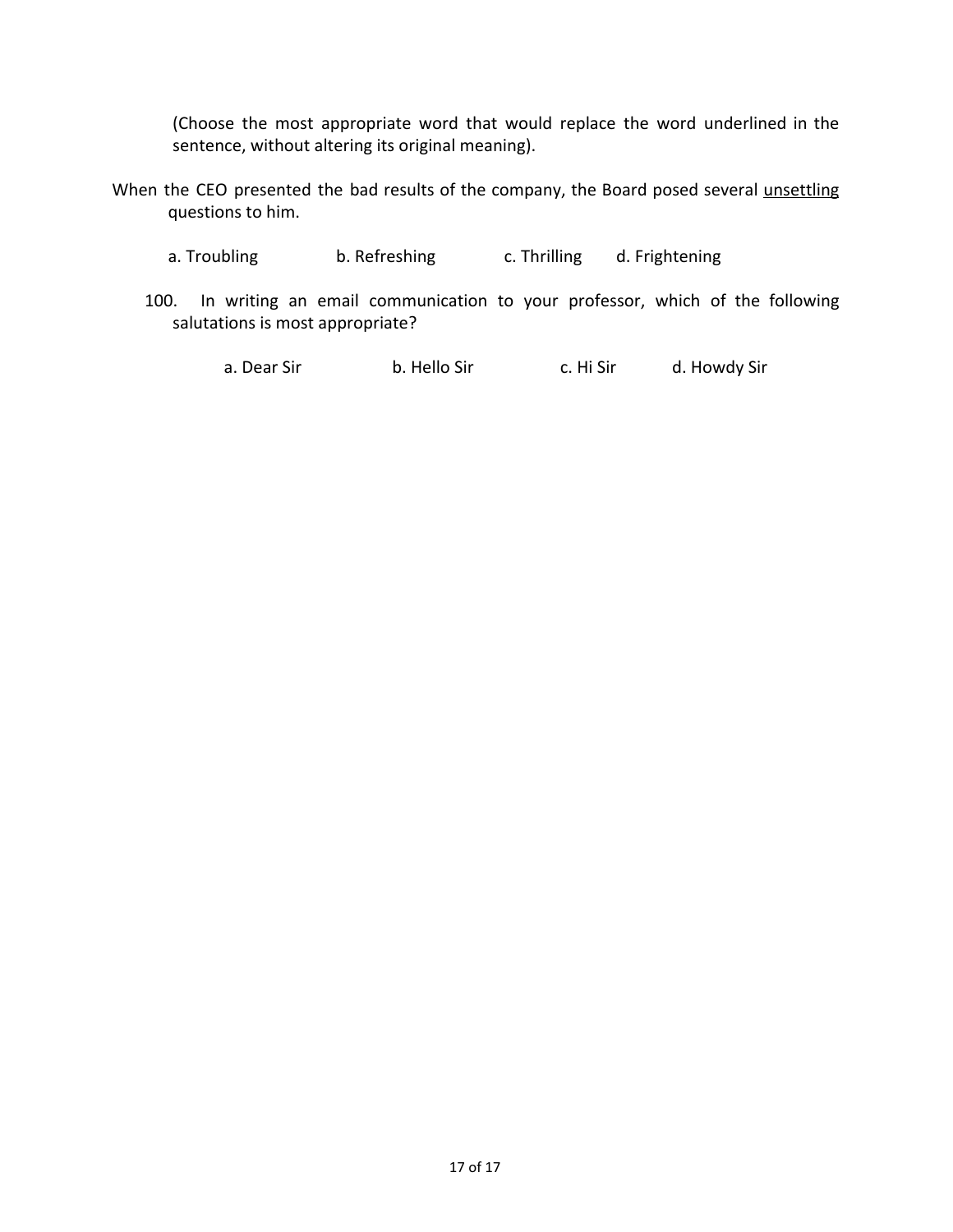(Choose the most appropriate word that would replace the word underlined in the sentence, without altering its original meaning).

When the CEO presented the bad results of the company, the Board posed several <u>unsettling</u> questions to him.

a. Troubling b. Refreshing c. Thrilling d. Frightening

100. In writing an email communication to your professor, which of the following salutations is most appropriate?

a. Dear Sir b. Hello Sir c. Hi Sir d. Howdy Sir